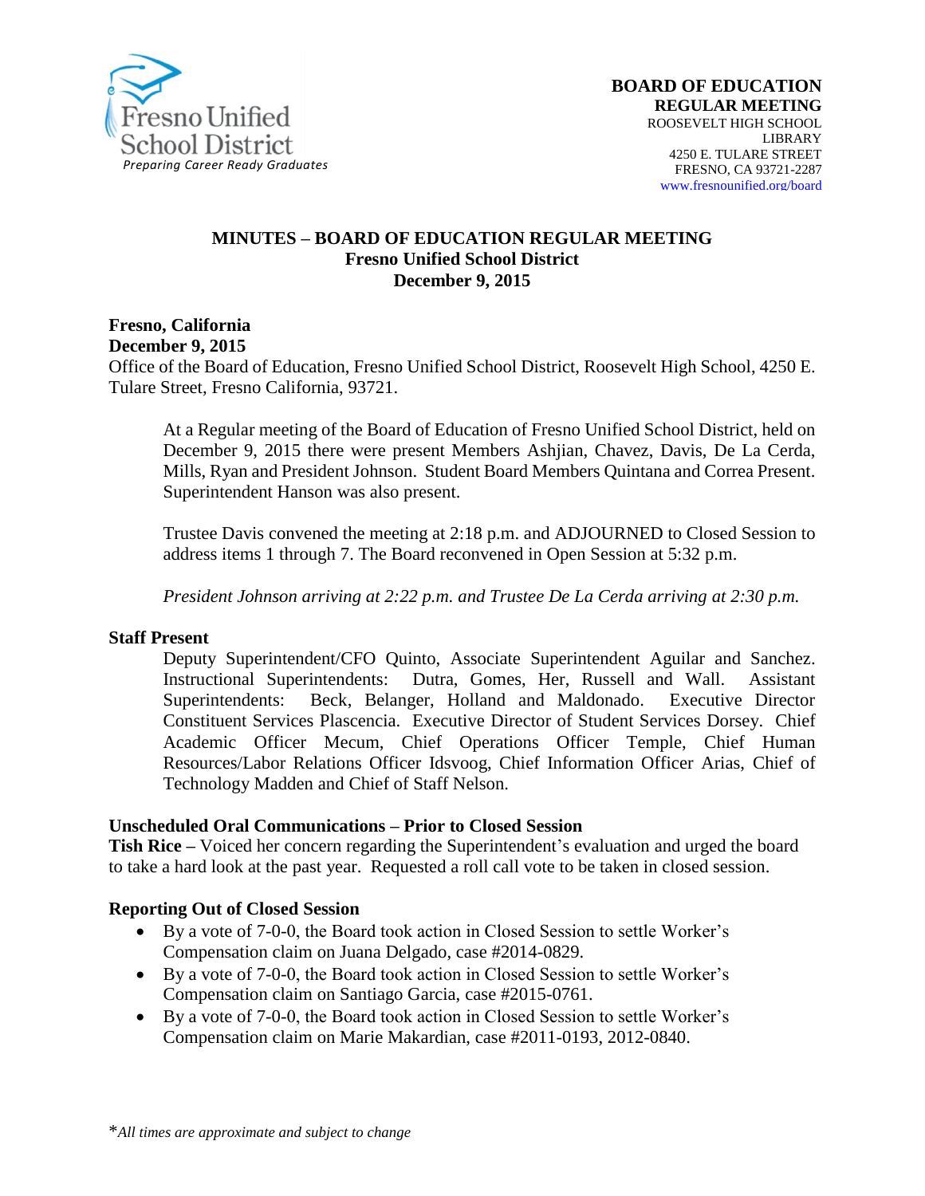Fresno Unified School District
*Preparing Career Ready Graduates*

**BOARD OF EDUCATION**
**REGULAR MEETING**
ROOSEVELT HIGH SCHOOL
LIBRARY
4250 E. TULARE STREET
FRESNO, CA 93721-2287
www.fresnounified.org/board

## MINUTES – BOARD OF EDUCATION REGULAR MEETING
### Fresno Unified School District
### December 9, 2015

**Fresno, California**
**December 9, 2015**
Office of the Board of Education, Fresno Unified School District, Roosevelt High School, 4250 E. Tulare Street, Fresno California, 93721.

At a Regular meeting of the Board of Education of Fresno Unified School District, held on December 9, 2015 there were present Members Ashjian, Chavez, Davis, De La Cerda, Mills, Ryan and President Johnson. Student Board Members Quintana and Correa Present. Superintendent Hanson was also present.

Trustee Davis convened the meeting at 2:18 p.m. and ADJOURNED to Closed Session to address items 1 through 7. The Board reconvened in Open Session at 5:32 p.m.

*President Johnson arriving at 2:22 p.m. and Trustee De La Cerda arriving at 2:30 p.m.*

**Staff Present**

Deputy Superintendent/CFO Quinto, Associate Superintendent Aguilar and Sanchez. Instructional Superintendents: Dutra, Gomes, Her, Russell and Wall. Assistant Superintendents: Beck, Belanger, Holland and Maldonado. Executive Director Constituent Services Plascencia. Executive Director of Student Services Dorsey. Chief Academic Officer Mecum, Chief Operations Officer Temple, Chief Human Resources/Labor Relations Officer Idsvoog, Chief Information Officer Arias, Chief of Technology Madden and Chief of Staff Nelson.

**Unscheduled Oral Communications – Prior to Closed Session**

**Tish Rice –** Voiced her concern regarding the Superintendent's evaluation and urged the board to take a hard look at the past year. Requested a roll call vote to be taken in closed session.

**Reporting Out of Closed Session**

- By a vote of 7-0-0, the Board took action in Closed Session to settle Worker's Compensation claim on Juana Delgado, case #2014-0829.
- By a vote of 7-0-0, the Board took action in Closed Session to settle Worker's Compensation claim on Santiago Garcia, case #2015-0761.
- By a vote of 7-0-0, the Board took action in Closed Session to settle Worker's Compensation claim on Marie Makardian, case #2011-0193, 2012-0840.

*All times are approximate and subject to change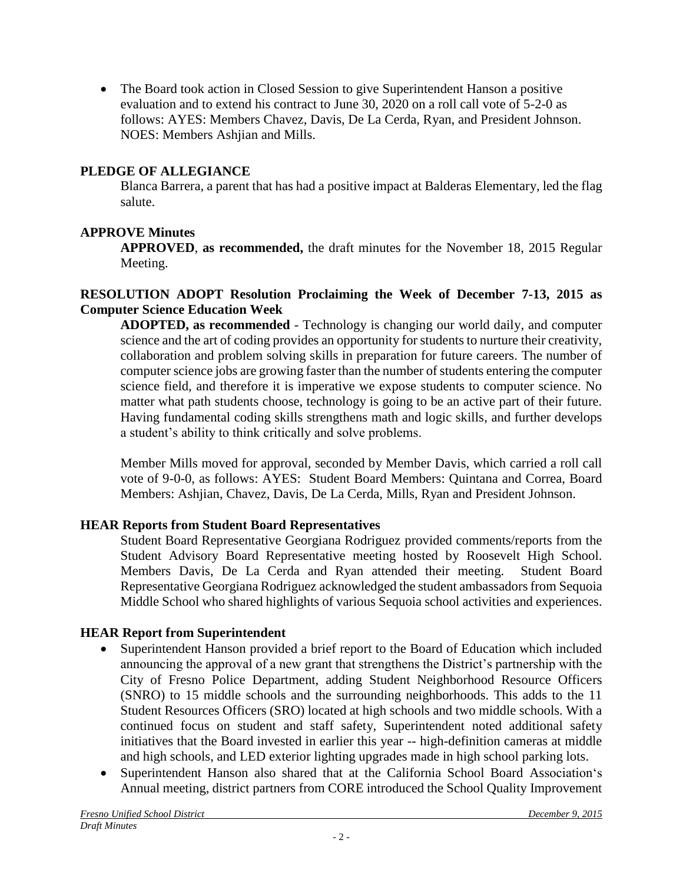- The Board took action in Closed Session to give Superintendent Hanson a positive evaluation and to extend his contract to June 30, 2020 on a roll call vote of 5-2-0 as follows: AYES: Members Chavez, Davis, De La Cerda, Ryan, and President Johnson. NOES: Members Ashjian and Mills.

## PLEDGE OF ALLEGIANCE

Blanca Barrera, a parent that has had a positive impact at Balderas Elementary, led the flag salute.

## APPROVE Minutes

**APPROVED**, **as recommended,** the draft minutes for the November 18, 2015 Regular Meeting.

## RESOLUTION ADOPT Resolution Proclaiming the Week of December 7-13, 2015 as Computer Science Education Week

**ADOPTED, as recommended** - Technology is changing our world daily, and computer science and the art of coding provides an opportunity for students to nurture their creativity, collaboration and problem solving skills in preparation for future careers. The number of computer science jobs are growing faster than the number of students entering the computer science field, and therefore it is imperative we expose students to computer science. No matter what path students choose, technology is going to be an active part of their future. Having fundamental coding skills strengthens math and logic skills, and further develops a student's ability to think critically and solve problems.

Member Mills moved for approval, seconded by Member Davis, which carried a roll call vote of 9-0-0, as follows: AYES: Student Board Members: Quintana and Correa, Board Members: Ashjian, Chavez, Davis, De La Cerda, Mills, Ryan and President Johnson.

## HEAR Reports from Student Board Representatives

Student Board Representative Georgiana Rodriguez provided comments/reports from the Student Advisory Board Representative meeting hosted by Roosevelt High School. Members Davis, De La Cerda and Ryan attended their meeting. Student Board Representative Georgiana Rodriguez acknowledged the student ambassadors from Sequoia Middle School who shared highlights of various Sequoia school activities and experiences.

## HEAR Report from Superintendent

- Superintendent Hanson provided a brief report to the Board of Education which included announcing the approval of a new grant that strengthens the District's partnership with the City of Fresno Police Department, adding Student Neighborhood Resource Officers (SNRO) to 15 middle schools and the surrounding neighborhoods. This adds to the 11 Student Resources Officers (SRO) located at high schools and two middle schools. With a continued focus on student and staff safety, Superintendent noted additional safety initiatives that the Board invested in earlier this year -- high-definition cameras at middle and high schools, and LED exterior lighting upgrades made in high school parking lots.
- Superintendent Hanson also shared that at the California School Board Association's Annual meeting, district partners from CORE introduced the School Quality Improvement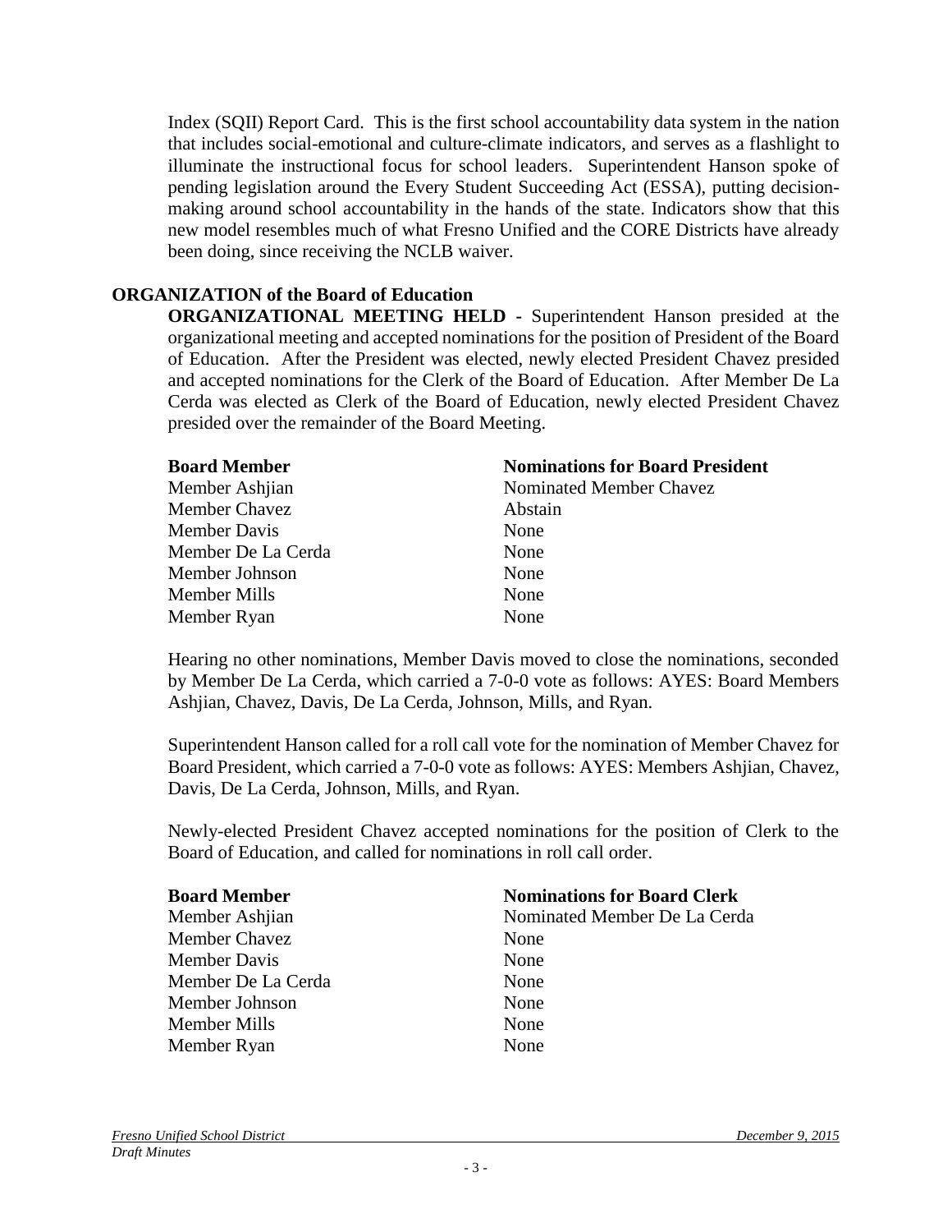Index (SQII) Report Card. This is the first school accountability data system in the nation that includes social-emotional and culture-climate indicators, and serves as a flashlight to illuminate the instructional focus for school leaders. Superintendent Hanson spoke of pending legislation around the Every Student Succeeding Act (ESSA), putting decision-making around school accountability in the hands of the state. Indicators show that this new model resembles much of what Fresno Unified and the CORE Districts have already been doing, since receiving the NCLB waiver.

## ORGANIZATION of the Board of Education

**ORGANIZATIONAL MEETING HELD -** Superintendent Hanson presided at the organizational meeting and accepted nominations for the position of President of the Board of Education. After the President was elected, newly elected President Chavez presided and accepted nominations for the Clerk of the Board of Education. After Member De La Cerda was elected as Clerk of the Board of Education, newly elected President Chavez presided over the remainder of the Board Meeting.

| Board Member | Nominations for Board President |
| --- | --- |
| Member Ashjian | Nominated Member Chavez |
| Member Chavez | Abstain |
| Member Davis | None |
| Member De La Cerda | None |
| Member Johnson | None |
| Member Mills | None |
| Member Ryan | None |

Hearing no other nominations, Member Davis moved to close the nominations, seconded by Member De La Cerda, which carried a 7-0-0 vote as follows: AYES: Board Members Ashjian, Chavez, Davis, De La Cerda, Johnson, Mills, and Ryan.

Superintendent Hanson called for a roll call vote for the nomination of Member Chavez for Board President, which carried a 7-0-0 vote as follows: AYES: Members Ashjian, Chavez, Davis, De La Cerda, Johnson, Mills, and Ryan.

Newly-elected President Chavez accepted nominations for the position of Clerk to the Board of Education, and called for nominations in roll call order.

| Board Member | Nominations for Board Clerk |
| --- | --- |
| Member Ashjian | Nominated Member De La Cerda |
| Member Chavez | None |
| Member Davis | None |
| Member De La Cerda | None |
| Member Johnson | None |
| Member Mills | None |
| Member Ryan | None |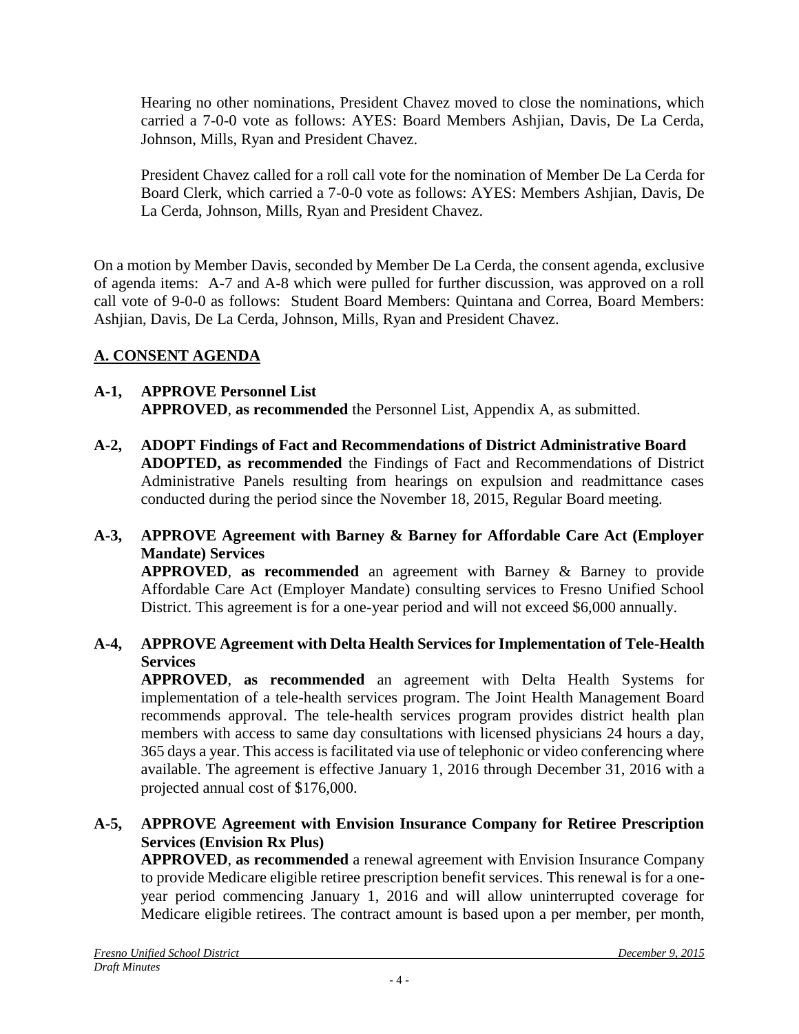Hearing no other nominations, President Chavez moved to close the nominations, which carried a 7-0-0 vote as follows: AYES: Board Members Ashjian, Davis, De La Cerda, Johnson, Mills, Ryan and President Chavez.

President Chavez called for a roll call vote for the nomination of Member De La Cerda for Board Clerk, which carried a 7-0-0 vote as follows: AYES: Members Ashjian, Davis, De La Cerda, Johnson, Mills, Ryan and President Chavez.

On a motion by Member Davis, seconded by Member De La Cerda, the consent agenda, exclusive of agenda items: A-7 and A-8 which were pulled for further discussion, was approved on a roll call vote of 9-0-0 as follows: Student Board Members: Quintana and Correa, Board Members: Ashjian, Davis, De La Cerda, Johnson, Mills, Ryan and President Chavez.

## A. CONSENT AGENDA

**A-1, APPROVE Personnel List**
**APPROVED**, **as recommended** the Personnel List, Appendix A, as submitted.

**A-2, ADOPT Findings of Fact and Recommendations of District Administrative Board**
**ADOPTED, as recommended** the Findings of Fact and Recommendations of District Administrative Panels resulting from hearings on expulsion and readmittance cases conducted during the period since the November 18, 2015, Regular Board meeting.

**A-3, APPROVE Agreement with Barney & Barney for Affordable Care Act (Employer Mandate) Services**
**APPROVED**, **as recommended** an agreement with Barney & Barney to provide Affordable Care Act (Employer Mandate) consulting services to Fresno Unified School District. This agreement is for a one-year period and will not exceed $6,000 annually.

**A-4, APPROVE Agreement with Delta Health Services for Implementation of Tele-Health Services**
**APPROVED**, **as recommended** an agreement with Delta Health Systems for implementation of a tele-health services program. The Joint Health Management Board recommends approval. The tele-health services program provides district health plan members with access to same day consultations with licensed physicians 24 hours a day, 365 days a year. This access is facilitated via use of telephonic or video conferencing where available. The agreement is effective January 1, 2016 through December 31, 2016 with a projected annual cost of $176,000.

**A-5, APPROVE Agreement with Envision Insurance Company for Retiree Prescription Services (Envision Rx Plus)**
**APPROVED**, **as recommended** a renewal agreement with Envision Insurance Company to provide Medicare eligible retiree prescription benefit services. This renewal is for a one-year period commencing January 1, 2016 and will allow uninterrupted coverage for Medicare eligible retirees. The contract amount is based upon a per member, per month,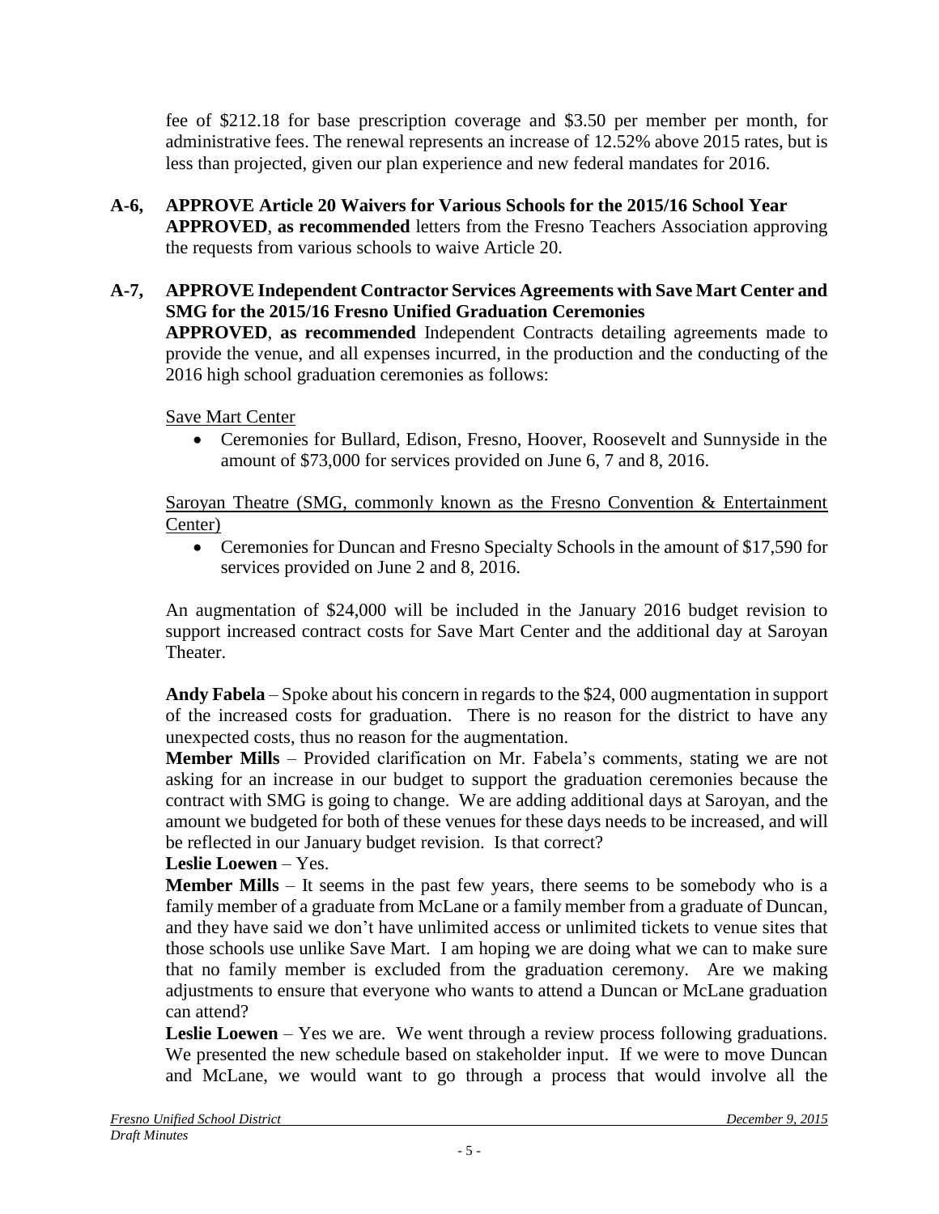fee of $212.18 for base prescription coverage and $3.50 per member per month, for administrative fees. The renewal represents an increase of 12.52% above 2015 rates, but is less than projected, given our plan experience and new federal mandates for 2016.

**A-6, APPROVE Article 20 Waivers for Various Schools for the 2015/16 School Year**
**APPROVED**, **as recommended** letters from the Fresno Teachers Association approving the requests from various schools to waive Article 20.

**A-7, APPROVE Independent Contractor Services Agreements with Save Mart Center and SMG for the 2015/16 Fresno Unified Graduation Ceremonies**
**APPROVED**, **as recommended** Independent Contracts detailing agreements made to provide the venue, and all expenses incurred, in the production and the conducting of the 2016 high school graduation ceremonies as follows:

Save Mart Center

- Ceremonies for Bullard, Edison, Fresno, Hoover, Roosevelt and Sunnyside in the amount of $73,000 for services provided on June 6, 7 and 8, 2016.

Saroyan Theatre (SMG, commonly known as the Fresno Convention & Entertainment Center)

- Ceremonies for Duncan and Fresno Specialty Schools in the amount of $17,590 for services provided on June 2 and 8, 2016.

An augmentation of $24,000 will be included in the January 2016 budget revision to support increased contract costs for Save Mart Center and the additional day at Saroyan Theater.

**Andy Fabela** – Spoke about his concern in regards to the $24, 000 augmentation in support of the increased costs for graduation. There is no reason for the district to have any unexpected costs, thus no reason for the augmentation.
**Member Mills** – Provided clarification on Mr. Fabela's comments, stating we are not asking for an increase in our budget to support the graduation ceremonies because the contract with SMG is going to change. We are adding additional days at Saroyan, and the amount we budgeted for both of these venues for these days needs to be increased, and will be reflected in our January budget revision. Is that correct?
**Leslie Loewen** – Yes.
**Member Mills** – It seems in the past few years, there seems to be somebody who is a family member of a graduate from McLane or a family member from a graduate of Duncan, and they have said we don't have unlimited access or unlimited tickets to venue sites that those schools use unlike Save Mart. I am hoping we are doing what we can to make sure that no family member is excluded from the graduation ceremony. Are we making adjustments to ensure that everyone who wants to attend a Duncan or McLane graduation can attend?
**Leslie Loewen** – Yes we are. We went through a review process following graduations. We presented the new schedule based on stakeholder input. If we were to move Duncan and McLane, we would want to go through a process that would involve all the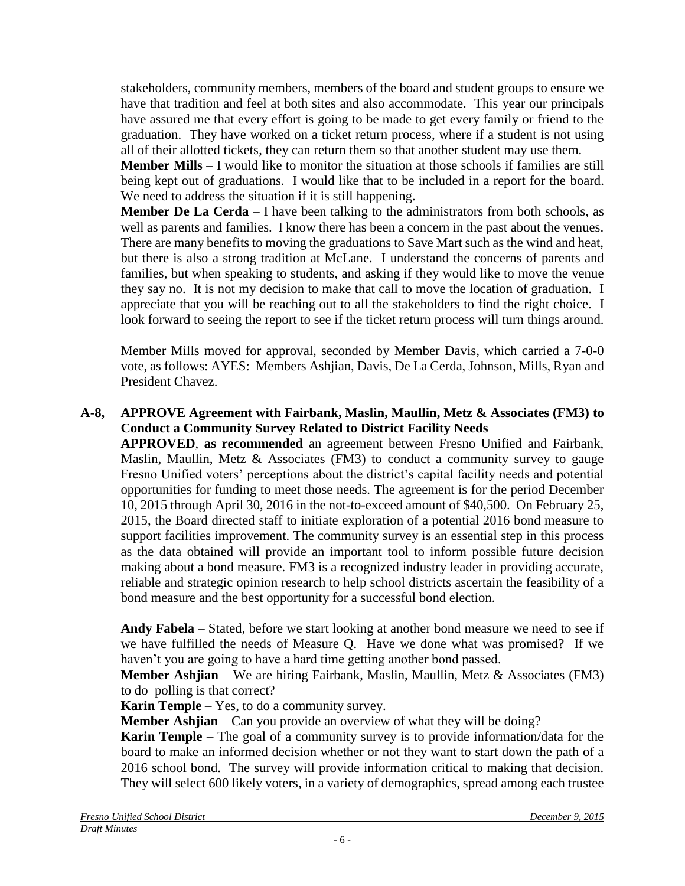stakeholders, community members, members of the board and student groups to ensure we have that tradition and feel at both sites and also accommodate. This year our principals have assured me that every effort is going to be made to get every family or friend to the graduation. They have worked on a ticket return process, where if a student is not using all of their allotted tickets, they can return them so that another student may use them.

**Member Mills** – I would like to monitor the situation at those schools if families are still being kept out of graduations. I would like that to be included in a report for the board. We need to address the situation if it is still happening.

**Member De La Cerda** – I have been talking to the administrators from both schools, as well as parents and families. I know there has been a concern in the past about the venues. There are many benefits to moving the graduations to Save Mart such as the wind and heat, but there is also a strong tradition at McLane. I understand the concerns of parents and families, but when speaking to students, and asking if they would like to move the venue they say no. It is not my decision to make that call to move the location of graduation. I appreciate that you will be reaching out to all the stakeholders to find the right choice. I look forward to seeing the report to see if the ticket return process will turn things around.

Member Mills moved for approval, seconded by Member Davis, which carried a 7-0-0 vote, as follows: AYES: Members Ashjian, Davis, De La Cerda, Johnson, Mills, Ryan and President Chavez.

**A-8, APPROVE Agreement with Fairbank, Maslin, Maullin, Metz & Associates (FM3) to Conduct a Community Survey Related to District Facility Needs**

**APPROVED**, **as recommended** an agreement between Fresno Unified and Fairbank, Maslin, Maullin, Metz & Associates (FM3) to conduct a community survey to gauge Fresno Unified voters' perceptions about the district's capital facility needs and potential opportunities for funding to meet those needs. The agreement is for the period December 10, 2015 through April 30, 2016 in the not-to-exceed amount of $40,500. On February 25, 2015, the Board directed staff to initiate exploration of a potential 2016 bond measure to support facilities improvement. The community survey is an essential step in this process as the data obtained will provide an important tool to inform possible future decision making about a bond measure. FM3 is a recognized industry leader in providing accurate, reliable and strategic opinion research to help school districts ascertain the feasibility of a bond measure and the best opportunity for a successful bond election.

**Andy Fabela** – Stated, before we start looking at another bond measure we need to see if we have fulfilled the needs of Measure Q. Have we done what was promised? If we haven't you are going to have a hard time getting another bond passed.

**Member Ashjian** – We are hiring Fairbank, Maslin, Maullin, Metz & Associates (FM3) to do polling is that correct?

**Karin Temple** – Yes, to do a community survey.

**Member Ashjian** – Can you provide an overview of what they will be doing?

**Karin Temple** – The goal of a community survey is to provide information/data for the board to make an informed decision whether or not they want to start down the path of a 2016 school bond. The survey will provide information critical to making that decision. They will select 600 likely voters, in a variety of demographics, spread among each trustee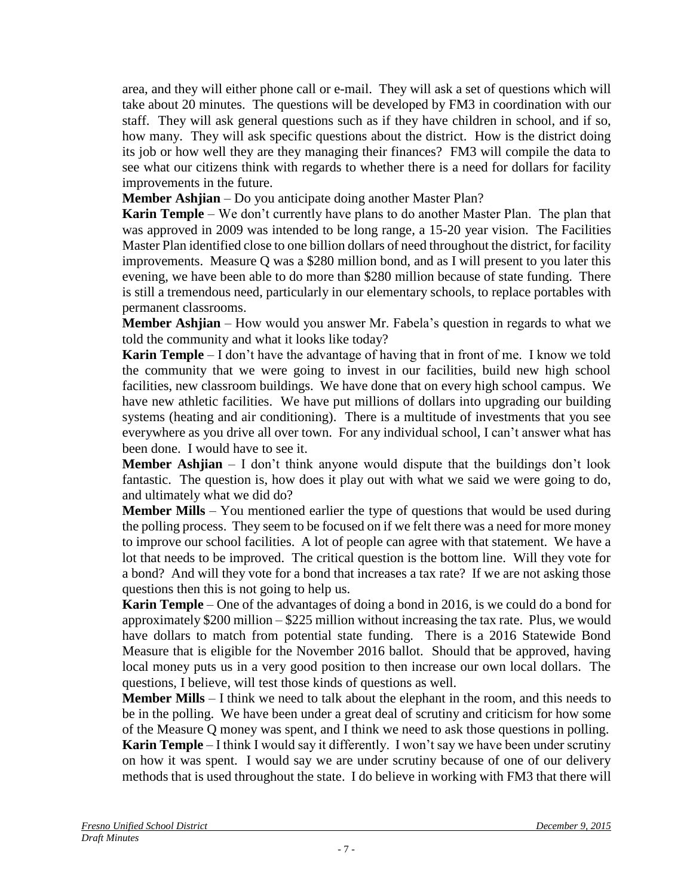area, and they will either phone call or e-mail. They will ask a set of questions which will take about 20 minutes. The questions will be developed by FM3 in coordination with our staff. They will ask general questions such as if they have children in school, and if so, how many. They will ask specific questions about the district. How is the district doing its job or how well they are they managing their finances? FM3 will compile the data to see what our citizens think with regards to whether there is a need for dollars for facility improvements in the future.

**Member Ashjian** – Do you anticipate doing another Master Plan?

**Karin Temple** – We don't currently have plans to do another Master Plan. The plan that was approved in 2009 was intended to be long range, a 15-20 year vision. The Facilities Master Plan identified close to one billion dollars of need throughout the district, for facility improvements. Measure Q was a $280 million bond, and as I will present to you later this evening, we have been able to do more than $280 million because of state funding. There is still a tremendous need, particularly in our elementary schools, to replace portables with permanent classrooms.

**Member Ashjian** – How would you answer Mr. Fabela's question in regards to what we told the community and what it looks like today?

**Karin Temple** – I don't have the advantage of having that in front of me. I know we told the community that we were going to invest in our facilities, build new high school facilities, new classroom buildings. We have done that on every high school campus. We have new athletic facilities. We have put millions of dollars into upgrading our building systems (heating and air conditioning). There is a multitude of investments that you see everywhere as you drive all over town. For any individual school, I can't answer what has been done. I would have to see it.

**Member Ashjian** – I don't think anyone would dispute that the buildings don't look fantastic. The question is, how does it play out with what we said we were going to do, and ultimately what we did do?

**Member Mills** – You mentioned earlier the type of questions that would be used during the polling process. They seem to be focused on if we felt there was a need for more money to improve our school facilities. A lot of people can agree with that statement. We have a lot that needs to be improved. The critical question is the bottom line. Will they vote for a bond? And will they vote for a bond that increases a tax rate? If we are not asking those questions then this is not going to help us.

**Karin Temple** – One of the advantages of doing a bond in 2016, is we could do a bond for approximately $200 million – $225 million without increasing the tax rate. Plus, we would have dollars to match from potential state funding. There is a 2016 Statewide Bond Measure that is eligible for the November 2016 ballot. Should that be approved, having local money puts us in a very good position to then increase our own local dollars. The questions, I believe, will test those kinds of questions as well.

**Member Mills** – I think we need to talk about the elephant in the room, and this needs to be in the polling. We have been under a great deal of scrutiny and criticism for how some of the Measure Q money was spent, and I think we need to ask those questions in polling.

**Karin Temple** – I think I would say it differently. I won't say we have been under scrutiny on how it was spent. I would say we are under scrutiny because of one of our delivery methods that is used throughout the state. I do believe in working with FM3 that there will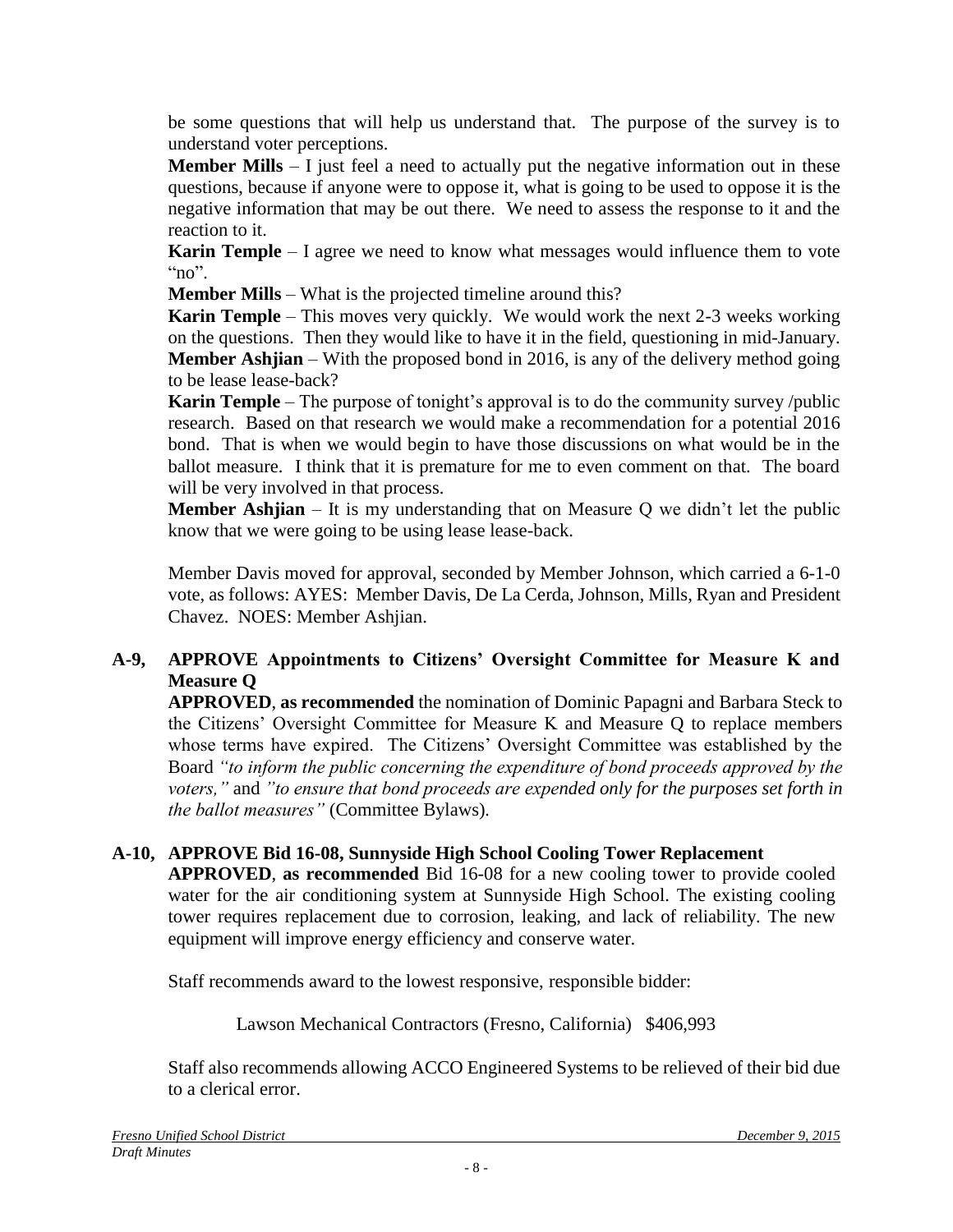be some questions that will help us understand that. The purpose of the survey is to understand voter perceptions.

**Member Mills** – I just feel a need to actually put the negative information out in these questions, because if anyone were to oppose it, what is going to be used to oppose it is the negative information that may be out there. We need to assess the response to it and the reaction to it.

**Karin Temple** – I agree we need to know what messages would influence them to vote "no".

**Member Mills** – What is the projected timeline around this?

**Karin Temple** – This moves very quickly. We would work the next 2-3 weeks working on the questions. Then they would like to have it in the field, questioning in mid-January.

**Member Ashjian** – With the proposed bond in 2016, is any of the delivery method going to be lease lease-back?

**Karin Temple** – The purpose of tonight's approval is to do the community survey /public research. Based on that research we would make a recommendation for a potential 2016 bond. That is when we would begin to have those discussions on what would be in the ballot measure. I think that it is premature for me to even comment on that. The board will be very involved in that process.

**Member Ashjian** – It is my understanding that on Measure Q we didn't let the public know that we were going to be using lease lease-back.

Member Davis moved for approval, seconded by Member Johnson, which carried a 6-1-0 vote, as follows: AYES: Member Davis, De La Cerda, Johnson, Mills, Ryan and President Chavez. NOES: Member Ashjian.

## A-9, APPROVE Appointments to Citizens' Oversight Committee for Measure K and Measure Q

**APPROVED**, **as recommended** the nomination of Dominic Papagni and Barbara Steck to the Citizens' Oversight Committee for Measure K and Measure Q to replace members whose terms have expired. The Citizens' Oversight Committee was established by the Board *"to inform the public concerning the expenditure of bond proceeds approved by the voters,"* and *"to ensure that bond proceeds are expended only for the purposes set forth in the ballot measures"* (Committee Bylaws).

## A-10, APPROVE Bid 16-08, Sunnyside High School Cooling Tower Replacement

**APPROVED**, **as recommended** Bid 16-08 for a new cooling tower to provide cooled water for the air conditioning system at Sunnyside High School. The existing cooling tower requires replacement due to corrosion, leaking, and lack of reliability. The new equipment will improve energy efficiency and conserve water.

Staff recommends award to the lowest responsive, responsible bidder:

Lawson Mechanical Contractors (Fresno, California) $406,993

Staff also recommends allowing ACCO Engineered Systems to be relieved of their bid due to a clerical error.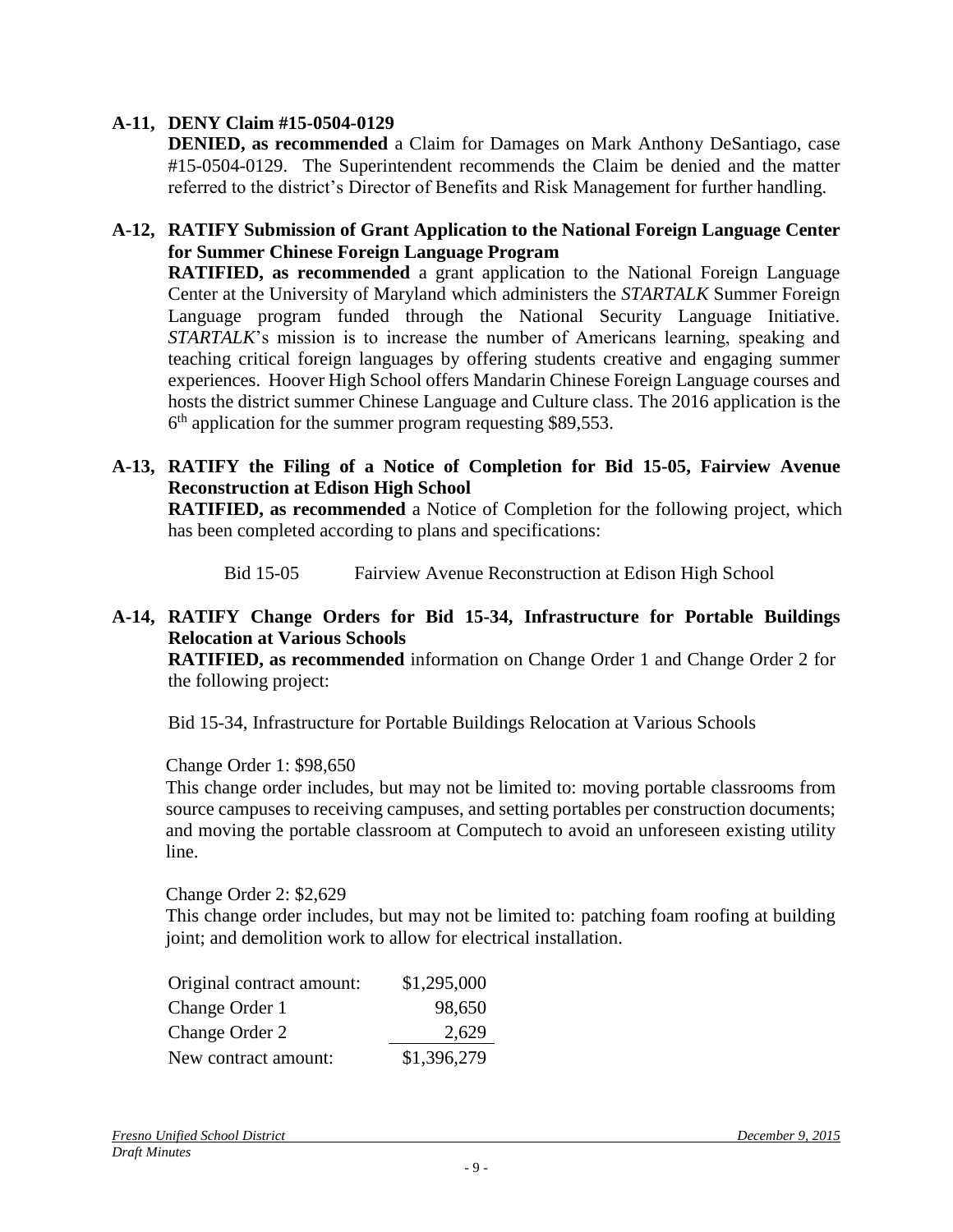**A-11, DENY Claim #15-0504-0129**

**DENIED, as recommended** a Claim for Damages on Mark Anthony DeSantiago, case #15-0504-0129. The Superintendent recommends the Claim be denied and the matter referred to the district's Director of Benefits and Risk Management for further handling.

**A-12, RATIFY Submission of Grant Application to the National Foreign Language Center for Summer Chinese Foreign Language Program**

**RATIFIED, as recommended** a grant application to the National Foreign Language Center at the University of Maryland which administers the *STARTALK* Summer Foreign Language program funded through the National Security Language Initiative. *STARTALK*'s mission is to increase the number of Americans learning, speaking and teaching critical foreign languages by offering students creative and engaging summer experiences. Hoover High School offers Mandarin Chinese Foreign Language courses and hosts the district summer Chinese Language and Culture class. The 2016 application is the 6th application for the summer program requesting $89,553.

**A-13, RATIFY the Filing of a Notice of Completion for Bid 15-05, Fairview Avenue Reconstruction at Edison High School**

**RATIFIED, as recommended** a Notice of Completion for the following project, which has been completed according to plans and specifications:

Bid 15-05 Fairview Avenue Reconstruction at Edison High School

**A-14, RATIFY Change Orders for Bid 15-34, Infrastructure for Portable Buildings Relocation at Various Schools**

**RATIFIED, as recommended** information on Change Order 1 and Change Order 2 for the following project:

Bid 15-34, Infrastructure for Portable Buildings Relocation at Various Schools

Change Order 1: $98,650

This change order includes, but may not be limited to: moving portable classrooms from source campuses to receiving campuses, and setting portables per construction documents; and moving the portable classroom at Computech to avoid an unforeseen existing utility line.

Change Order 2: $2,629

This change order includes, but may not be limited to: patching foam roofing at building joint; and demolition work to allow for electrical installation.

| | |
|---|---|
| Original contract amount: | $1,295,000 |
| Change Order 1 | 98,650 |
| Change Order 2 | 2,629 |
| New contract amount: | $1,396,279 |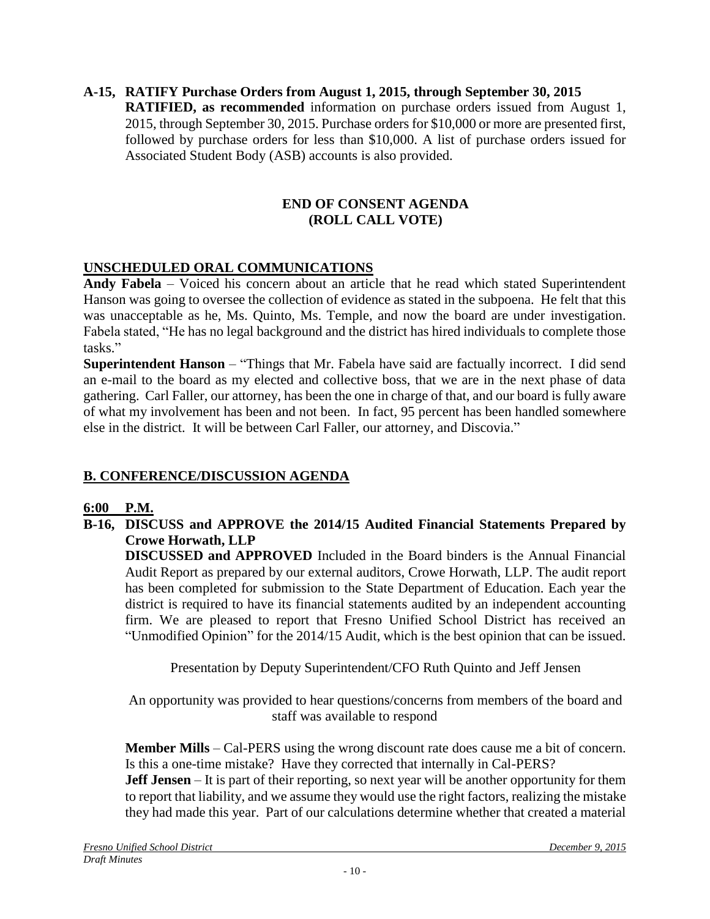**A-15, RATIFY Purchase Orders from August 1, 2015, through September 30, 2015**
**RATIFIED, as recommended** information on purchase orders issued from August 1, 2015, through September 30, 2015. Purchase orders for $10,000 or more are presented first, followed by purchase orders for less than $10,000. A list of purchase orders issued for Associated Student Body (ASB) accounts is also provided.

**END OF CONSENT AGENDA**
**(ROLL CALL VOTE)**

## UNSCHEDULED ORAL COMMUNICATIONS

**Andy Fabela** – Voiced his concern about an article that he read which stated Superintendent Hanson was going to oversee the collection of evidence as stated in the subpoena. He felt that this was unacceptable as he, Ms. Quinto, Ms. Temple, and now the board are under investigation. Fabela stated, "He has no legal background and the district has hired individuals to complete those tasks."

**Superintendent Hanson** – "Things that Mr. Fabela have said are factually incorrect. I did send an e-mail to the board as my elected and collective boss, that we are in the next phase of data gathering. Carl Faller, our attorney, has been the one in charge of that, and our board is fully aware of what my involvement has been and not been. In fact, 95 percent has been handled somewhere else in the district. It will be between Carl Faller, our attorney, and Discovia."

## B. CONFERENCE/DISCUSSION AGENDA

**6:00 P.M.**

**B-16, DISCUSS and APPROVE the 2014/15 Audited Financial Statements Prepared by Crowe Horwath, LLP**
**DISCUSSED and APPROVED** Included in the Board binders is the Annual Financial Audit Report as prepared by our external auditors, Crowe Horwath, LLP. The audit report has been completed for submission to the State Department of Education. Each year the district is required to have its financial statements audited by an independent accounting firm. We are pleased to report that Fresno Unified School District has received an "Unmodified Opinion" for the 2014/15 Audit, which is the best opinion that can be issued.

Presentation by Deputy Superintendent/CFO Ruth Quinto and Jeff Jensen

An opportunity was provided to hear questions/concerns from members of the board and staff was available to respond

**Member Mills** – Cal-PERS using the wrong discount rate does cause me a bit of concern. Is this a one-time mistake? Have they corrected that internally in Cal-PERS?
**Jeff Jensen** – It is part of their reporting, so next year will be another opportunity for them to report that liability, and we assume they would use the right factors, realizing the mistake they had made this year. Part of our calculations determine whether that created a material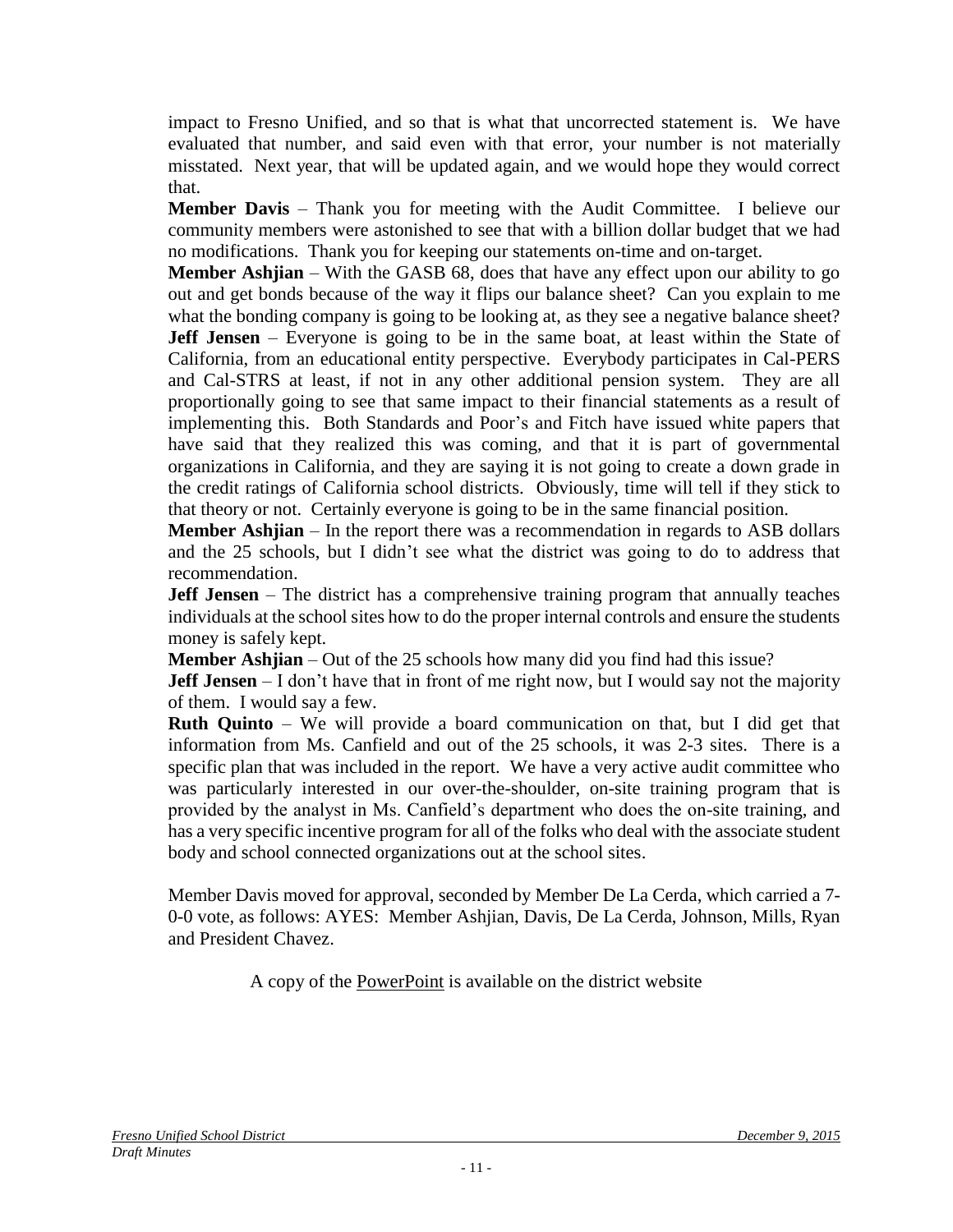impact to Fresno Unified, and so that is what that uncorrected statement is. We have evaluated that number, and said even with that error, your number is not materially misstated. Next year, that will be updated again, and we would hope they would correct that.

**Member Davis** – Thank you for meeting with the Audit Committee. I believe our community members were astonished to see that with a billion dollar budget that we had no modifications. Thank you for keeping our statements on-time and on-target.

**Member Ashjian** – With the GASB 68, does that have any effect upon our ability to go out and get bonds because of the way it flips our balance sheet? Can you explain to me what the bonding company is going to be looking at, as they see a negative balance sheet?

**Jeff Jensen** – Everyone is going to be in the same boat, at least within the State of California, from an educational entity perspective. Everybody participates in Cal-PERS and Cal-STRS at least, if not in any other additional pension system. They are all proportionally going to see that same impact to their financial statements as a result of implementing this. Both Standards and Poor's and Fitch have issued white papers that have said that they realized this was coming, and that it is part of governmental organizations in California, and they are saying it is not going to create a down grade in the credit ratings of California school districts. Obviously, time will tell if they stick to that theory or not. Certainly everyone is going to be in the same financial position.

**Member Ashjian** – In the report there was a recommendation in regards to ASB dollars and the 25 schools, but I didn't see what the district was going to do to address that recommendation.

**Jeff Jensen** – The district has a comprehensive training program that annually teaches individuals at the school sites how to do the proper internal controls and ensure the students money is safely kept.

**Member Ashjian** – Out of the 25 schools how many did you find had this issue?

**Jeff Jensen** – I don't have that in front of me right now, but I would say not the majority of them. I would say a few.

**Ruth Quinto** – We will provide a board communication on that, but I did get that information from Ms. Canfield and out of the 25 schools, it was 2-3 sites. There is a specific plan that was included in the report. We have a very active audit committee who was particularly interested in our over-the-shoulder, on-site training program that is provided by the analyst in Ms. Canfield's department who does the on-site training, and has a very specific incentive program for all of the folks who deal with the associate student body and school connected organizations out at the school sites.

Member Davis moved for approval, seconded by Member De La Cerda, which carried a 7-0-0 vote, as follows: AYES: Member Ashjian, Davis, De La Cerda, Johnson, Mills, Ryan and President Chavez.

A copy of the PowerPoint is available on the district website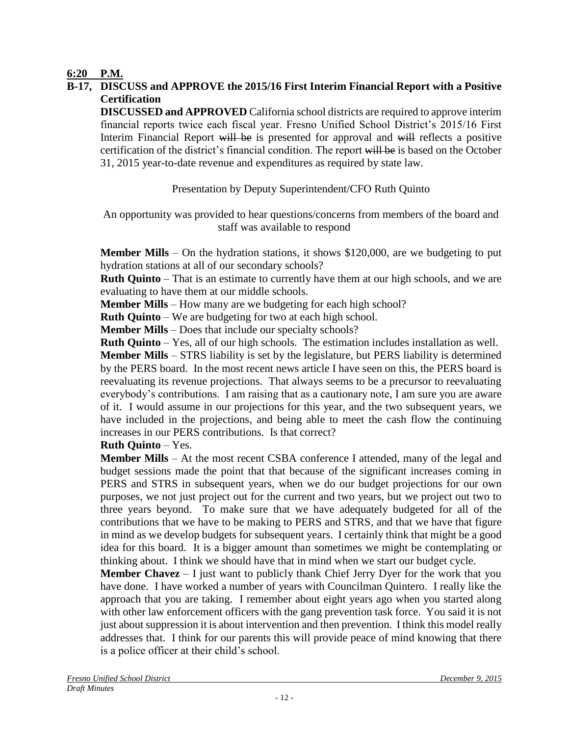**6:20 P.M.**

**B-17, DISCUSS and APPROVE the 2015/16 First Interim Financial Report with a Positive Certification**

**DISCUSSED and APPROVED** California school districts are required to approve interim financial reports twice each fiscal year. Fresno Unified School District's 2015/16 First Interim Financial Report ~~will be~~ is presented for approval and ~~will~~ reflects a positive certification of the district's financial condition. The report ~~will be~~ is based on the October 31, 2015 year-to-date revenue and expenditures as required by state law.

Presentation by Deputy Superintendent/CFO Ruth Quinto

An opportunity was provided to hear questions/concerns from members of the board and staff was available to respond

**Member Mills** – On the hydration stations, it shows $120,000, are we budgeting to put hydration stations at all of our secondary schools?

**Ruth Quinto** – That is an estimate to currently have them at our high schools, and we are evaluating to have them at our middle schools.

**Member Mills** – How many are we budgeting for each high school?

**Ruth Quinto** – We are budgeting for two at each high school.

**Member Mills** – Does that include our specialty schools?

**Ruth Quinto** – Yes, all of our high schools. The estimation includes installation as well.

**Member Mills** – STRS liability is set by the legislature, but PERS liability is determined by the PERS board. In the most recent news article I have seen on this, the PERS board is reevaluating its revenue projections. That always seems to be a precursor to reevaluating everybody's contributions. I am raising that as a cautionary note, I am sure you are aware of it. I would assume in our projections for this year, and the two subsequent years, we have included in the projections, and being able to meet the cash flow the continuing increases in our PERS contributions. Is that correct?

**Ruth Quinto** – Yes.

**Member Mills** – At the most recent CSBA conference I attended, many of the legal and budget sessions made the point that that because of the significant increases coming in PERS and STRS in subsequent years, when we do our budget projections for our own purposes, we not just project out for the current and two years, but we project out two to three years beyond. To make sure that we have adequately budgeted for all of the contributions that we have to be making to PERS and STRS, and that we have that figure in mind as we develop budgets for subsequent years. I certainly think that might be a good idea for this board. It is a bigger amount than sometimes we might be contemplating or thinking about. I think we should have that in mind when we start our budget cycle.

**Member Chavez** – I just want to publicly thank Chief Jerry Dyer for the work that you have done. I have worked a number of years with Councilman Quintero. I really like the approach that you are taking. I remember about eight years ago when you started along with other law enforcement officers with the gang prevention task force. You said it is not just about suppression it is about intervention and then prevention. I think this model really addresses that. I think for our parents this will provide peace of mind knowing that there is a police officer at their child's school.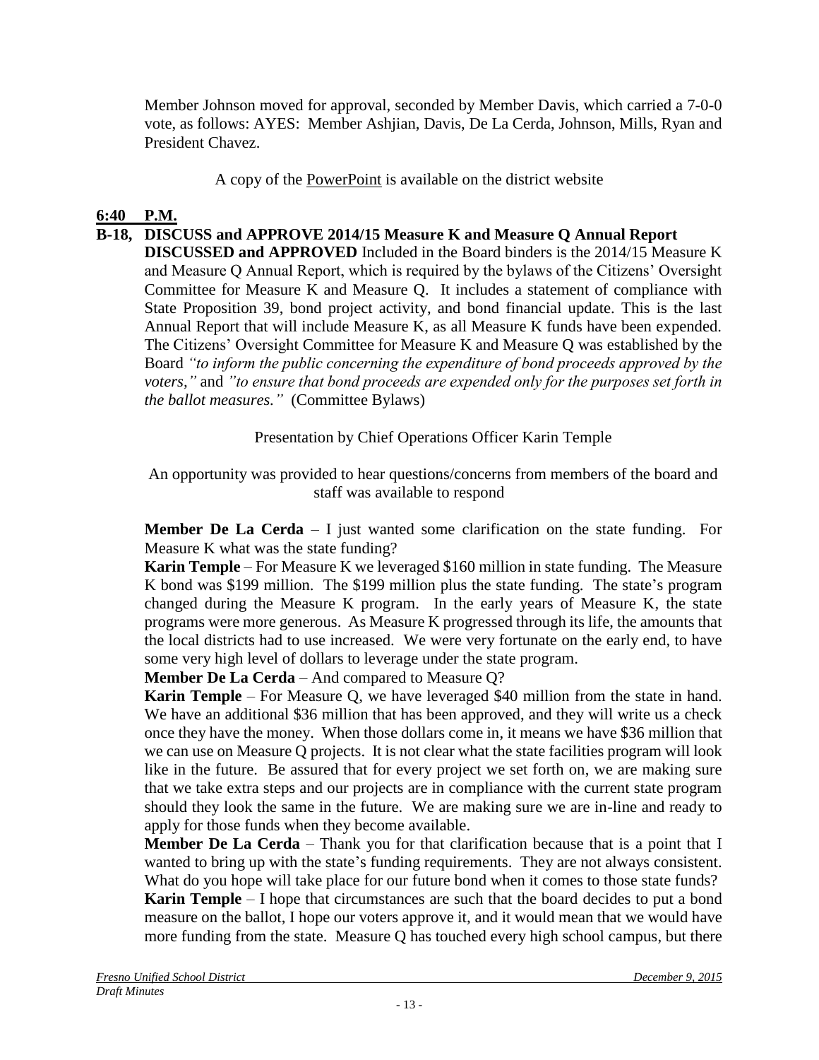Member Johnson moved for approval, seconded by Member Davis, which carried a 7-0-0 vote, as follows: AYES: Member Ashjian, Davis, De La Cerda, Johnson, Mills, Ryan and President Chavez.

A copy of the PowerPoint is available on the district website

**6:40 P.M.**

**B-18, DISCUSS and APPROVE 2014/15 Measure K and Measure Q Annual Report**

**DISCUSSED and APPROVED** Included in the Board binders is the 2014/15 Measure K and Measure Q Annual Report, which is required by the bylaws of the Citizens' Oversight Committee for Measure K and Measure Q. It includes a statement of compliance with State Proposition 39, bond project activity, and bond financial update. This is the last Annual Report that will include Measure K, as all Measure K funds have been expended. The Citizens' Oversight Committee for Measure K and Measure Q was established by the Board *"to inform the public concerning the expenditure of bond proceeds approved by the voters,"* and *"to ensure that bond proceeds are expended only for the purposes set forth in the ballot measures."* (Committee Bylaws)

Presentation by Chief Operations Officer Karin Temple

An opportunity was provided to hear questions/concerns from members of the board and staff was available to respond

**Member De La Cerda** – I just wanted some clarification on the state funding. For Measure K what was the state funding?

**Karin Temple** – For Measure K we leveraged $160 million in state funding. The Measure K bond was $199 million. The $199 million plus the state funding. The state's program changed during the Measure K program. In the early years of Measure K, the state programs were more generous. As Measure K progressed through its life, the amounts that the local districts had to use increased. We were very fortunate on the early end, to have some very high level of dollars to leverage under the state program.

**Member De La Cerda** – And compared to Measure Q?

**Karin Temple** – For Measure Q, we have leveraged $40 million from the state in hand. We have an additional $36 million that has been approved, and they will write us a check once they have the money. When those dollars come in, it means we have $36 million that we can use on Measure Q projects. It is not clear what the state facilities program will look like in the future. Be assured that for every project we set forth on, we are making sure that we take extra steps and our projects are in compliance with the current state program should they look the same in the future. We are making sure we are in-line and ready to apply for those funds when they become available.

**Member De La Cerda** – Thank you for that clarification because that is a point that I wanted to bring up with the state's funding requirements. They are not always consistent. What do you hope will take place for our future bond when it comes to those state funds?

**Karin Temple** – I hope that circumstances are such that the board decides to put a bond measure on the ballot, I hope our voters approve it, and it would mean that we would have more funding from the state. Measure Q has touched every high school campus, but there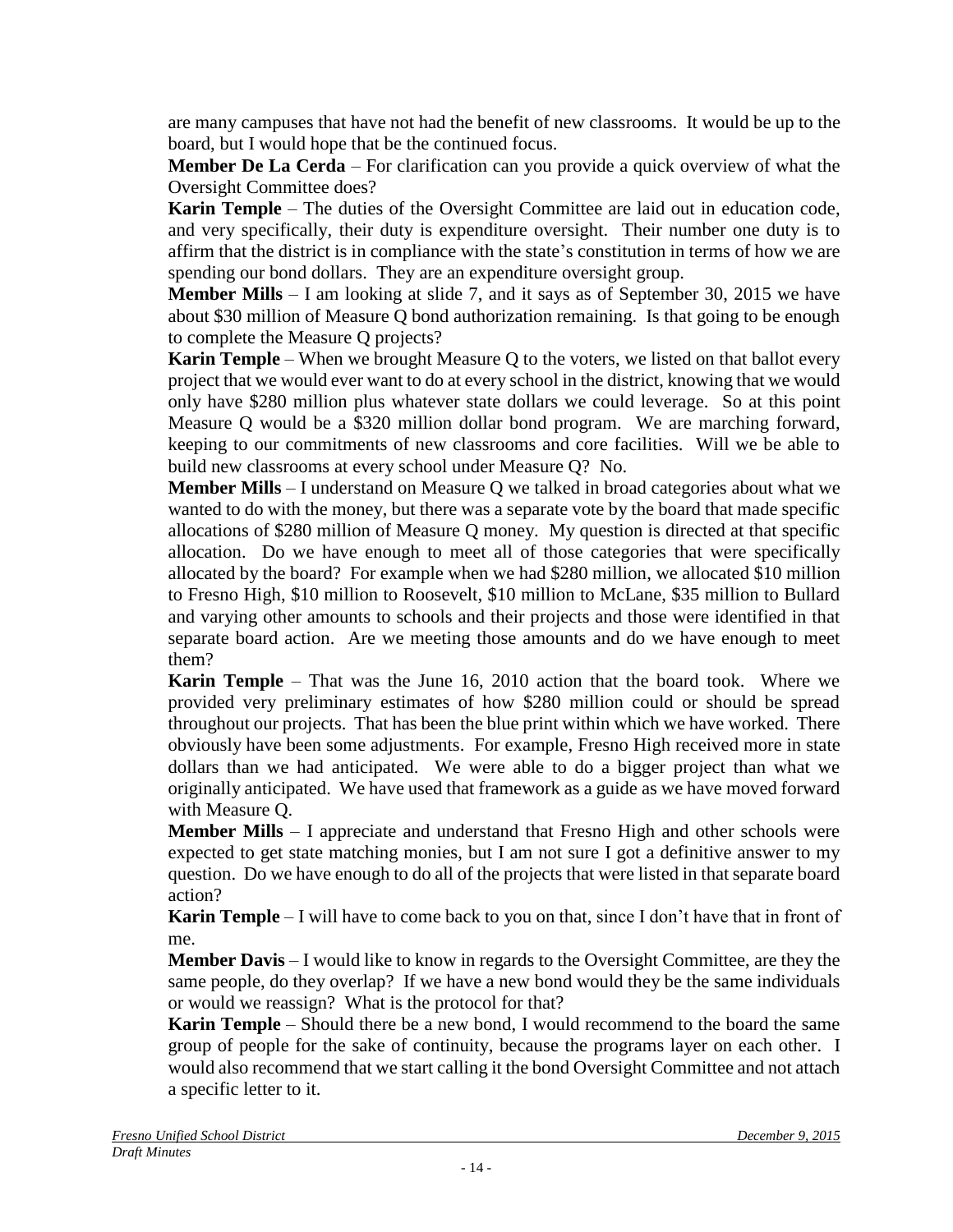are many campuses that have not had the benefit of new classrooms. It would be up to the board, but I would hope that be the continued focus.

**Member De La Cerda** – For clarification can you provide a quick overview of what the Oversight Committee does?

**Karin Temple** – The duties of the Oversight Committee are laid out in education code, and very specifically, their duty is expenditure oversight. Their number one duty is to affirm that the district is in compliance with the state's constitution in terms of how we are spending our bond dollars. They are an expenditure oversight group.

**Member Mills** – I am looking at slide 7, and it says as of September 30, 2015 we have about $30 million of Measure Q bond authorization remaining. Is that going to be enough to complete the Measure Q projects?

**Karin Temple** – When we brought Measure Q to the voters, we listed on that ballot every project that we would ever want to do at every school in the district, knowing that we would only have $280 million plus whatever state dollars we could leverage. So at this point Measure Q would be a $320 million dollar bond program. We are marching forward, keeping to our commitments of new classrooms and core facilities. Will we be able to build new classrooms at every school under Measure Q? No.

**Member Mills** – I understand on Measure Q we talked in broad categories about what we wanted to do with the money, but there was a separate vote by the board that made specific allocations of $280 million of Measure Q money. My question is directed at that specific allocation. Do we have enough to meet all of those categories that were specifically allocated by the board? For example when we had $280 million, we allocated $10 million to Fresno High, $10 million to Roosevelt, $10 million to McLane, $35 million to Bullard and varying other amounts to schools and their projects and those were identified in that separate board action. Are we meeting those amounts and do we have enough to meet them?

**Karin Temple** – That was the June 16, 2010 action that the board took. Where we provided very preliminary estimates of how $280 million could or should be spread throughout our projects. That has been the blue print within which we have worked. There obviously have been some adjustments. For example, Fresno High received more in state dollars than we had anticipated. We were able to do a bigger project than what we originally anticipated. We have used that framework as a guide as we have moved forward with Measure Q.

**Member Mills** – I appreciate and understand that Fresno High and other schools were expected to get state matching monies, but I am not sure I got a definitive answer to my question. Do we have enough to do all of the projects that were listed in that separate board action?

**Karin Temple** – I will have to come back to you on that, since I don't have that in front of me.

**Member Davis** – I would like to know in regards to the Oversight Committee, are they the same people, do they overlap? If we have a new bond would they be the same individuals or would we reassign? What is the protocol for that?

**Karin Temple** – Should there be a new bond, I would recommend to the board the same group of people for the sake of continuity, because the programs layer on each other. I would also recommend that we start calling it the bond Oversight Committee and not attach a specific letter to it.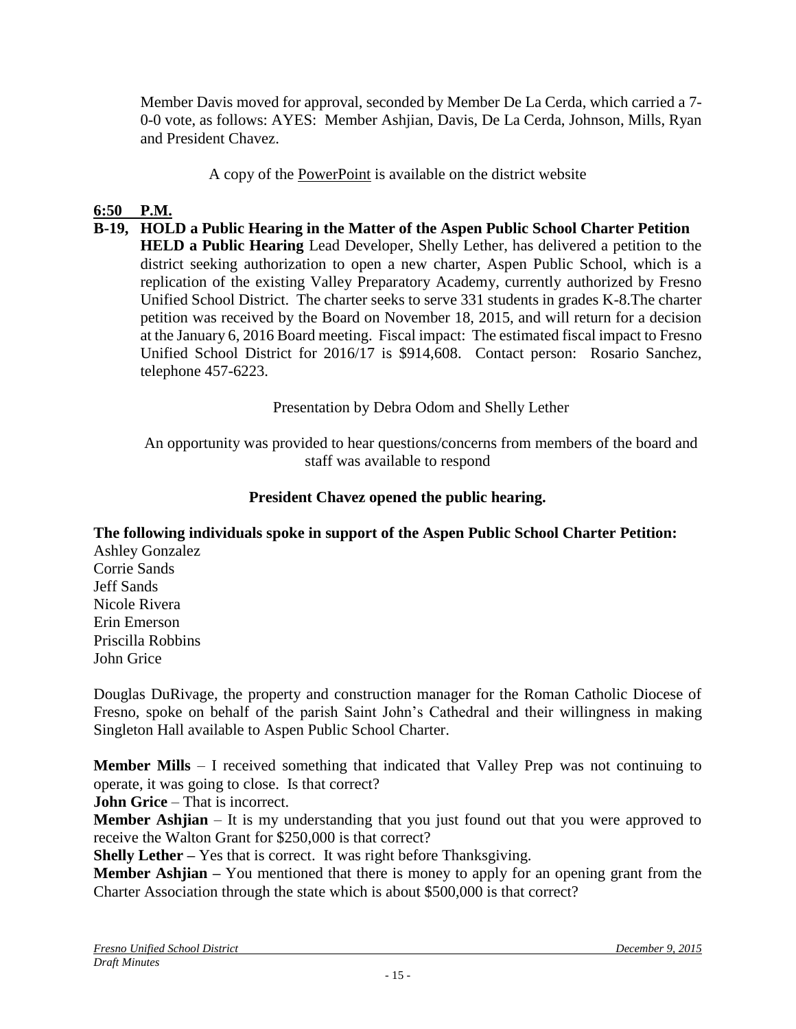Member Davis moved for approval, seconded by Member De La Cerda, which carried a 7-0-0 vote, as follows: AYES: Member Ashjian, Davis, De La Cerda, Johnson, Mills, Ryan and President Chavez.

A copy of the PowerPoint is available on the district website

**6:50 P.M.**

**B-19, HOLD a Public Hearing in the Matter of the Aspen Public School Charter Petition**
**HELD a Public Hearing** Lead Developer, Shelly Lether, has delivered a petition to the district seeking authorization to open a new charter, Aspen Public School, which is a replication of the existing Valley Preparatory Academy, currently authorized by Fresno Unified School District. The charter seeks to serve 331 students in grades K-8.The charter petition was received by the Board on November 18, 2015, and will return for a decision at the January 6, 2016 Board meeting. Fiscal impact: The estimated fiscal impact to Fresno Unified School District for 2016/17 is $914,608. Contact person: Rosario Sanchez, telephone 457-6223.

Presentation by Debra Odom and Shelly Lether

An opportunity was provided to hear questions/concerns from members of the board and staff was available to respond

**President Chavez opened the public hearing.**

**The following individuals spoke in support of the Aspen Public School Charter Petition:**

Ashley Gonzalez
Corrie Sands
Jeff Sands
Nicole Rivera
Erin Emerson
Priscilla Robbins
John Grice

Douglas DuRivage, the property and construction manager for the Roman Catholic Diocese of Fresno, spoke on behalf of the parish Saint John's Cathedral and their willingness in making Singleton Hall available to Aspen Public School Charter.

**Member Mills** – I received something that indicated that Valley Prep was not continuing to operate, it was going to close. Is that correct?
**John Grice** – That is incorrect.
**Member Ashjian** – It is my understanding that you just found out that you were approved to receive the Walton Grant for $250,000 is that correct?
**Shelly Lether –** Yes that is correct. It was right before Thanksgiving.
**Member Ashjian –** You mentioned that there is money to apply for an opening grant from the Charter Association through the state which is about $500,000 is that correct?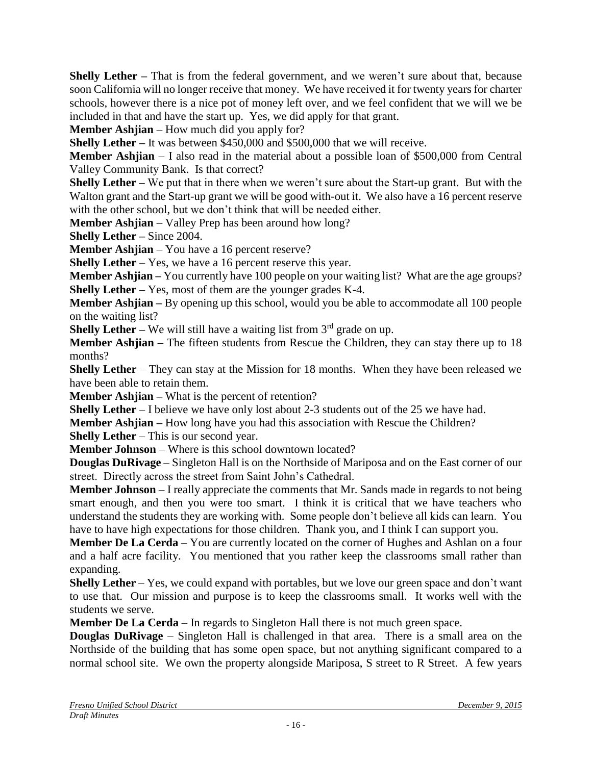**Shelly Lether –** That is from the federal government, and we weren't sure about that, because soon California will no longer receive that money. We have received it for twenty years for charter schools, however there is a nice pot of money left over, and we feel confident that we will we be included in that and have the start up. Yes, we did apply for that grant.

**Member Ashjian** – How much did you apply for?

**Shelly Lether –** It was between $450,000 and $500,000 that we will receive.

**Member Ashjian** – I also read in the material about a possible loan of $500,000 from Central Valley Community Bank. Is that correct?

**Shelly Lether –** We put that in there when we weren't sure about the Start-up grant. But with the Walton grant and the Start-up grant we will be good with-out it. We also have a 16 percent reserve with the other school, but we don't think that will be needed either.

**Member Ashjian** – Valley Prep has been around how long?

**Shelly Lether –** Since 2004.

**Member Ashjian** – You have a 16 percent reserve?

**Shelly Lether** – Yes, we have a 16 percent reserve this year.

**Member Ashjian –** You currently have 100 people on your waiting list? What are the age groups?

**Shelly Lether –** Yes, most of them are the younger grades K-4.

**Member Ashjian –** By opening up this school, would you be able to accommodate all 100 people on the waiting list?

**Shelly Lether –** We will still have a waiting list from 3rd grade on up.

**Member Ashjian –** The fifteen students from Rescue the Children, they can stay there up to 18 months?

**Shelly Lether** – They can stay at the Mission for 18 months. When they have been released we have been able to retain them.

**Member Ashjian –** What is the percent of retention?

**Shelly Lether** – I believe we have only lost about 2-3 students out of the 25 we have had.

**Member Ashjian –** How long have you had this association with Rescue the Children?

**Shelly Lether** – This is our second year.

**Member Johnson** – Where is this school downtown located?

**Douglas DuRivage** – Singleton Hall is on the Northside of Mariposa and on the East corner of our street. Directly across the street from Saint John's Cathedral.

**Member Johnson** – I really appreciate the comments that Mr. Sands made in regards to not being smart enough, and then you were too smart. I think it is critical that we have teachers who understand the students they are working with. Some people don't believe all kids can learn. You have to have high expectations for those children. Thank you, and I think I can support you.

**Member De La Cerda** – You are currently located on the corner of Hughes and Ashlan on a four and a half acre facility. You mentioned that you rather keep the classrooms small rather than expanding.

**Shelly Lether** – Yes, we could expand with portables, but we love our green space and don't want to use that. Our mission and purpose is to keep the classrooms small. It works well with the students we serve.

**Member De La Cerda** – In regards to Singleton Hall there is not much green space.

**Douglas DuRivage** – Singleton Hall is challenged in that area. There is a small area on the Northside of the building that has some open space, but not anything significant compared to a normal school site. We own the property alongside Mariposa, S street to R Street. A few years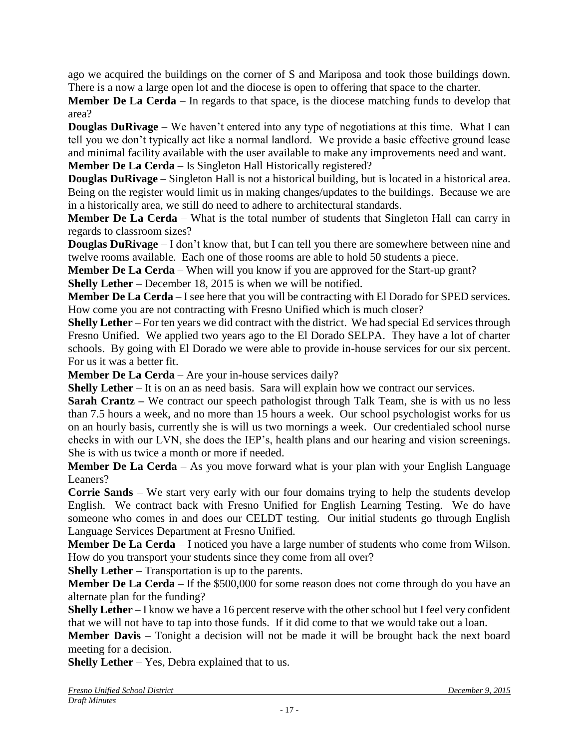ago we acquired the buildings on the corner of S and Mariposa and took those buildings down. There is a now a large open lot and the diocese is open to offering that space to the charter.

**Member De La Cerda** – In regards to that space, is the diocese matching funds to develop that area?

**Douglas DuRivage** – We haven't entered into any type of negotiations at this time. What I can tell you we don't typically act like a normal landlord. We provide a basic effective ground lease and minimal facility available with the user available to make any improvements need and want.

**Member De La Cerda** – Is Singleton Hall Historically registered?

**Douglas DuRivage** – Singleton Hall is not a historical building, but is located in a historical area. Being on the register would limit us in making changes/updates to the buildings. Because we are in a historically area, we still do need to adhere to architectural standards.

**Member De La Cerda** – What is the total number of students that Singleton Hall can carry in regards to classroom sizes?

**Douglas DuRivage** – I don't know that, but I can tell you there are somewhere between nine and twelve rooms available. Each one of those rooms are able to hold 50 students a piece.

**Member De La Cerda** – When will you know if you are approved for the Start-up grant?

**Shelly Lether** – December 18, 2015 is when we will be notified.

**Member De La Cerda** – I see here that you will be contracting with El Dorado for SPED services. How come you are not contracting with Fresno Unified which is much closer?

**Shelly Lether** – For ten years we did contract with the district. We had special Ed services through Fresno Unified. We applied two years ago to the El Dorado SELPA. They have a lot of charter schools. By going with El Dorado we were able to provide in-house services for our six percent. For us it was a better fit.

**Member De La Cerda** – Are your in-house services daily?

**Shelly Lether** – It is on an as need basis. Sara will explain how we contract our services.

**Sarah Crantz –** We contract our speech pathologist through Talk Team, she is with us no less than 7.5 hours a week, and no more than 15 hours a week. Our school psychologist works for us on an hourly basis, currently she is will us two mornings a week. Our credentialed school nurse checks in with our LVN, she does the IEP's, health plans and our hearing and vision screenings. She is with us twice a month or more if needed.

**Member De La Cerda** – As you move forward what is your plan with your English Language Leaners?

**Corrie Sands** – We start very early with our four domains trying to help the students develop English. We contract back with Fresno Unified for English Learning Testing. We do have someone who comes in and does our CELDT testing. Our initial students go through English Language Services Department at Fresno Unified.

**Member De La Cerda** – I noticed you have a large number of students who come from Wilson. How do you transport your students since they come from all over?

**Shelly Lether** – Transportation is up to the parents.

**Member De La Cerda** – If the $500,000 for some reason does not come through do you have an alternate plan for the funding?

**Shelly Lether** – I know we have a 16 percent reserve with the other school but I feel very confident that we will not have to tap into those funds. If it did come to that we would take out a loan.

**Member Davis** – Tonight a decision will not be made it will be brought back the next board meeting for a decision.

**Shelly Lether** – Yes, Debra explained that to us.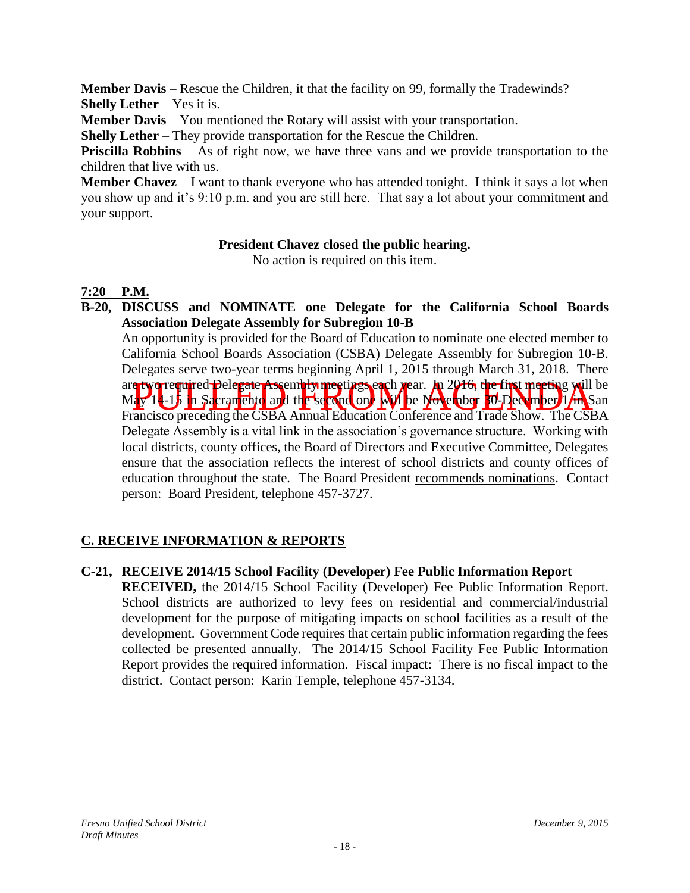**Member Davis** – Rescue the Children, it that the facility on 99, formally the Tradewinds?
**Shelly Lether** – Yes it is.
**Member Davis** – You mentioned the Rotary will assist with your transportation.
**Shelly Lether** – They provide transportation for the Rescue the Children.
**Priscilla Robbins** – As of right now, we have three vans and we provide transportation to the children that live with us.
**Member Chavez** – I want to thank everyone who has attended tonight. I think it says a lot when you show up and it's 9:10 p.m. and you are still here. That say a lot about your commitment and your support.

**President Chavez closed the public hearing.**
No action is required on this item.

**7:20 P.M.**

**B-20, DISCUSS and NOMINATE one Delegate for the California School Boards Association Delegate Assembly for Subregion 10-B**
An opportunity is provided for the Board of Education to nominate one elected member to California School Boards Association (CSBA) Delegate Assembly for Subregion 10-B. Delegates serve two-year terms beginning April 1, 2015 through March 31, 2018. There are two required Delegate Assembly meetings each year. In 2016, the first meeting will be May 14-15 in Sacramento and the second one will be November 30-December 1 in San Francisco preceding the CSBA Annual Education Conference and Trade Show. The CSBA Delegate Assembly is a vital link in the association's governance structure. Working with local districts, county offices, the Board of Directors and Executive Committee, Delegates ensure that the association reflects the interest of school districts and county offices of education throughout the state. The Board President recommends nominations. Contact person: Board President, telephone 457-3727.

PULLED FROM AGENDA

## C. RECEIVE INFORMATION & REPORTS

**C-21, RECEIVE 2014/15 School Facility (Developer) Fee Public Information Report**
**RECEIVED,** the 2014/15 School Facility (Developer) Fee Public Information Report. School districts are authorized to levy fees on residential and commercial/industrial development for the purpose of mitigating impacts on school facilities as a result of the development. Government Code requires that certain public information regarding the fees collected be presented annually. The 2014/15 School Facility Fee Public Information Report provides the required information. Fiscal impact: There is no fiscal impact to the district. Contact person: Karin Temple, telephone 457-3134.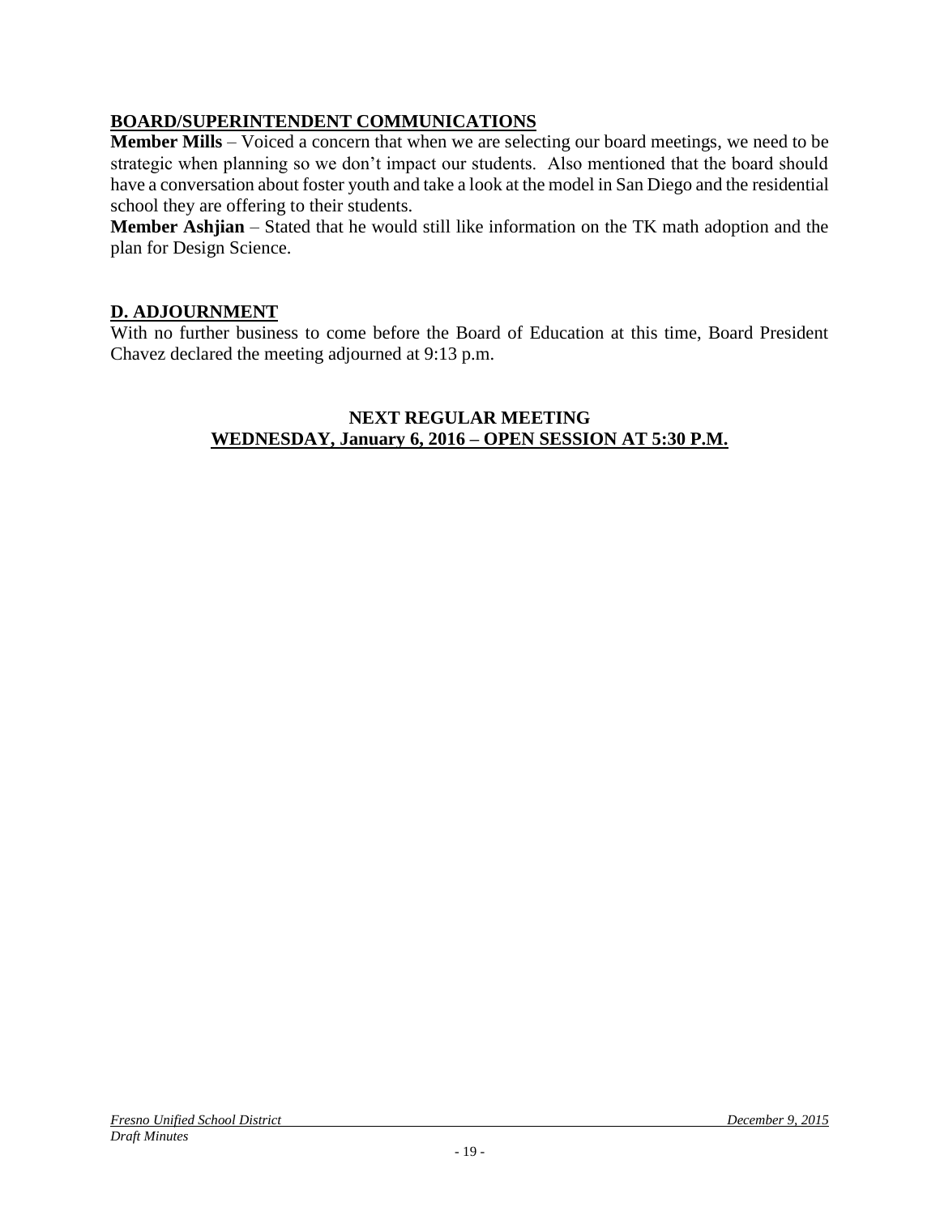## BOARD/SUPERINTENDENT COMMUNICATIONS

**Member Mills** – Voiced a concern that when we are selecting our board meetings, we need to be strategic when planning so we don't impact our students. Also mentioned that the board should have a conversation about foster youth and take a look at the model in San Diego and the residential school they are offering to their students.

**Member Ashjian** – Stated that he would still like information on the TK math adoption and the plan for Design Science.

## D. ADJOURNMENT

With no further business to come before the Board of Education at this time, Board President Chavez declared the meeting adjourned at 9:13 p.m.

**NEXT REGULAR MEETING**

**WEDNESDAY, January 6, 2016 – OPEN SESSION AT 5:30 P.M.**